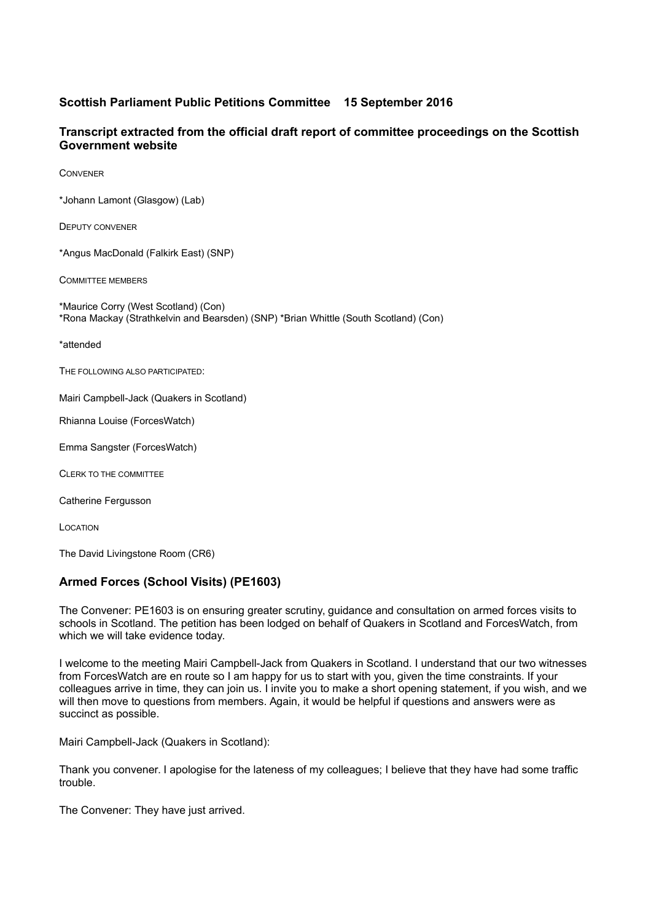**Scottish Parliament Public Petitions Committee 15 September 2016**

**Transcript extracted from the official draft report of committee proceedings on the Scottish Government website**

CONVENER

*Johann Lamont (Glasgow) (Lab)

DEPUTY CONVENER

*Angus MacDonald (Falkirk East) (SNP)

COMMITTEE MEMBERS

*Maurice Corry (West Scotland) (Con)
*Rona Mackay (Strathkelvin and Bearsden) (SNP) *Brian Whittle (South Scotland) (Con)

*attended

THE FOLLOWING ALSO PARTICIPATED:

Mairi Campbell-Jack (Quakers in Scotland)

Rhianna Louise (ForcesWatch)

Emma Sangster (ForcesWatch)

CLERK TO THE COMMITTEE

Catherine Fergusson

LOCATION

The David Livingstone Room (CR6)

## Armed Forces (School Visits) (PE1603)

The Convener: PE1603 is on ensuring greater scrutiny, guidance and consultation on armed forces visits to schools in Scotland. The petition has been lodged on behalf of Quakers in Scotland and ForcesWatch, from which we will take evidence today.

I welcome to the meeting Mairi Campbell-Jack from Quakers in Scotland. I understand that our two witnesses from ForcesWatch are en route so I am happy for us to start with you, given the time constraints. If your colleagues arrive in time, they can join us. I invite you to make a short opening statement, if you wish, and we will then move to questions from members. Again, it would be helpful if questions and answers were as succinct as possible.

Mairi Campbell-Jack (Quakers in Scotland):

Thank you convener. I apologise for the lateness of my colleagues; I believe that they have had some traffic trouble.

The Convener: They have just arrived.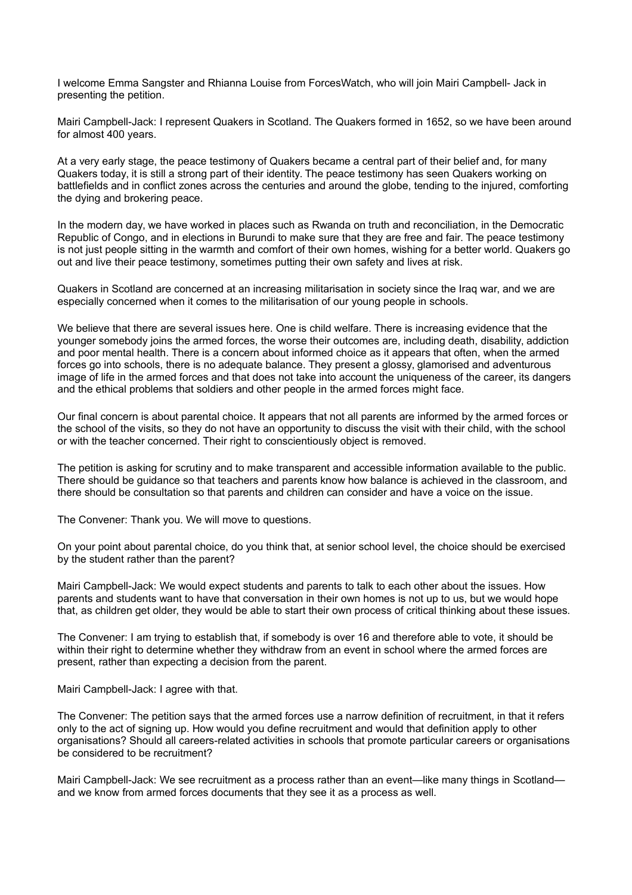I welcome Emma Sangster and Rhianna Louise from ForcesWatch, who will join Mairi Campbell- Jack in presenting the petition.

Mairi Campbell-Jack: I represent Quakers in Scotland. The Quakers formed in 1652, so we have been around for almost 400 years.

At a very early stage, the peace testimony of Quakers became a central part of their belief and, for many Quakers today, it is still a strong part of their identity. The peace testimony has seen Quakers working on battlefields and in conflict zones across the centuries and around the globe, tending to the injured, comforting the dying and brokering peace.

In the modern day, we have worked in places such as Rwanda on truth and reconciliation, in the Democratic Republic of Congo, and in elections in Burundi to make sure that they are free and fair. The peace testimony is not just people sitting in the warmth and comfort of their own homes, wishing for a better world. Quakers go out and live their peace testimony, sometimes putting their own safety and lives at risk.

Quakers in Scotland are concerned at an increasing militarisation in society since the Iraq war, and we are especially concerned when it comes to the militarisation of our young people in schools.

We believe that there are several issues here. One is child welfare. There is increasing evidence that the younger somebody joins the armed forces, the worse their outcomes are, including death, disability, addiction and poor mental health. There is a concern about informed choice as it appears that often, when the armed forces go into schools, there is no adequate balance. They present a glossy, glamorised and adventurous image of life in the armed forces and that does not take into account the uniqueness of the career, its dangers and the ethical problems that soldiers and other people in the armed forces might face.

Our final concern is about parental choice. It appears that not all parents are informed by the armed forces or the school of the visits, so they do not have an opportunity to discuss the visit with their child, with the school or with the teacher concerned. Their right to conscientiously object is removed.

The petition is asking for scrutiny and to make transparent and accessible information available to the public. There should be guidance so that teachers and parents know how balance is achieved in the classroom, and there should be consultation so that parents and children can consider and have a voice on the issue.

The Convener: Thank you. We will move to questions.

On your point about parental choice, do you think that, at senior school level, the choice should be exercised by the student rather than the parent?

Mairi Campbell-Jack: We would expect students and parents to talk to each other about the issues. How parents and students want to have that conversation in their own homes is not up to us, but we would hope that, as children get older, they would be able to start their own process of critical thinking about these issues.

The Convener: I am trying to establish that, if somebody is over 16 and therefore able to vote, it should be within their right to determine whether they withdraw from an event in school where the armed forces are present, rather than expecting a decision from the parent.

Mairi Campbell-Jack: I agree with that.

The Convener: The petition says that the armed forces use a narrow definition of recruitment, in that it refers only to the act of signing up. How would you define recruitment and would that definition apply to other organisations? Should all careers-related activities in schools that promote particular careers or organisations be considered to be recruitment?

Mairi Campbell-Jack: We see recruitment as a process rather than an event—like many things in Scotland—and we know from armed forces documents that they see it as a process as well.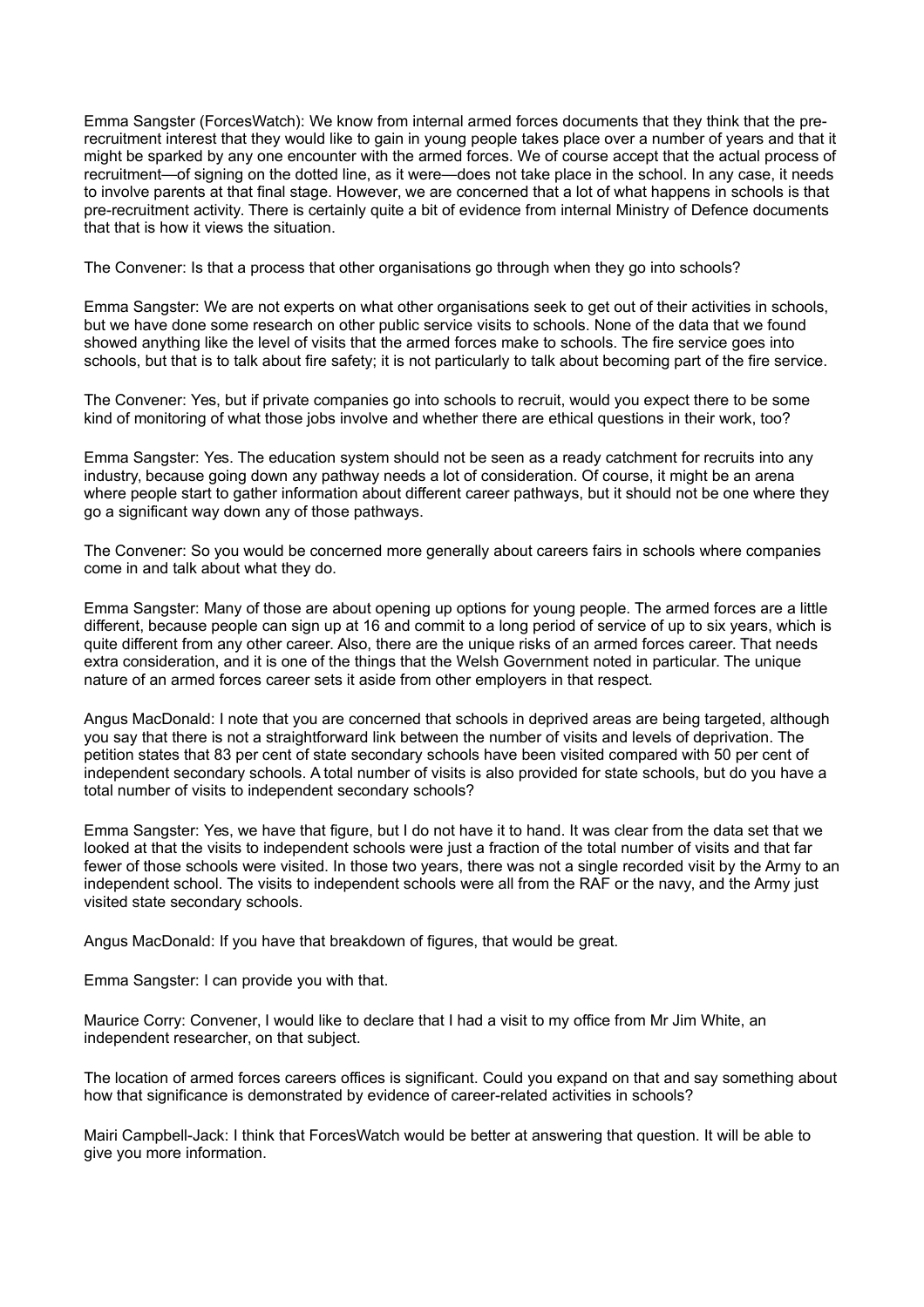Emma Sangster (ForcesWatch): We know from internal armed forces documents that they think that the pre-recruitment interest that they would like to gain in young people takes place over a number of years and that it might be sparked by any one encounter with the armed forces. We of course accept that the actual process of recruitment—of signing on the dotted line, as it were—does not take place in the school. In any case, it needs to involve parents at that final stage. However, we are concerned that a lot of what happens in schools is that pre-recruitment activity. There is certainly quite a bit of evidence from internal Ministry of Defence documents that that is how it views the situation.

The Convener: Is that a process that other organisations go through when they go into schools?

Emma Sangster: We are not experts on what other organisations seek to get out of their activities in schools, but we have done some research on other public service visits to schools. None of the data that we found showed anything like the level of visits that the armed forces make to schools. The fire service goes into schools, but that is to talk about fire safety; it is not particularly to talk about becoming part of the fire service.

The Convener: Yes, but if private companies go into schools to recruit, would you expect there to be some kind of monitoring of what those jobs involve and whether there are ethical questions in their work, too?

Emma Sangster: Yes. The education system should not be seen as a ready catchment for recruits into any industry, because going down any pathway needs a lot of consideration. Of course, it might be an arena where people start to gather information about different career pathways, but it should not be one where they go a significant way down any of those pathways.

The Convener: So you would be concerned more generally about careers fairs in schools where companies come in and talk about what they do.

Emma Sangster: Many of those are about opening up options for young people. The armed forces are a little different, because people can sign up at 16 and commit to a long period of service of up to six years, which is quite different from any other career. Also, there are the unique risks of an armed forces career. That needs extra consideration, and it is one of the things that the Welsh Government noted in particular. The unique nature of an armed forces career sets it aside from other employers in that respect.

Angus MacDonald: I note that you are concerned that schools in deprived areas are being targeted, although you say that there is not a straightforward link between the number of visits and levels of deprivation. The petition states that 83 per cent of state secondary schools have been visited compared with 50 per cent of independent secondary schools. A total number of visits is also provided for state schools, but do you have a total number of visits to independent secondary schools?

Emma Sangster: Yes, we have that figure, but I do not have it to hand. It was clear from the data set that we looked at that the visits to independent schools were just a fraction of the total number of visits and that far fewer of those schools were visited. In those two years, there was not a single recorded visit by the Army to an independent school. The visits to independent schools were all from the RAF or the navy, and the Army just visited state secondary schools.

Angus MacDonald: If you have that breakdown of figures, that would be great.

Emma Sangster: I can provide you with that.

Maurice Corry: Convener, I would like to declare that I had a visit to my office from Mr Jim White, an independent researcher, on that subject.

The location of armed forces careers offices is significant. Could you expand on that and say something about how that significance is demonstrated by evidence of career-related activities in schools?

Mairi Campbell-Jack: I think that ForcesWatch would be better at answering that question. It will be able to give you more information.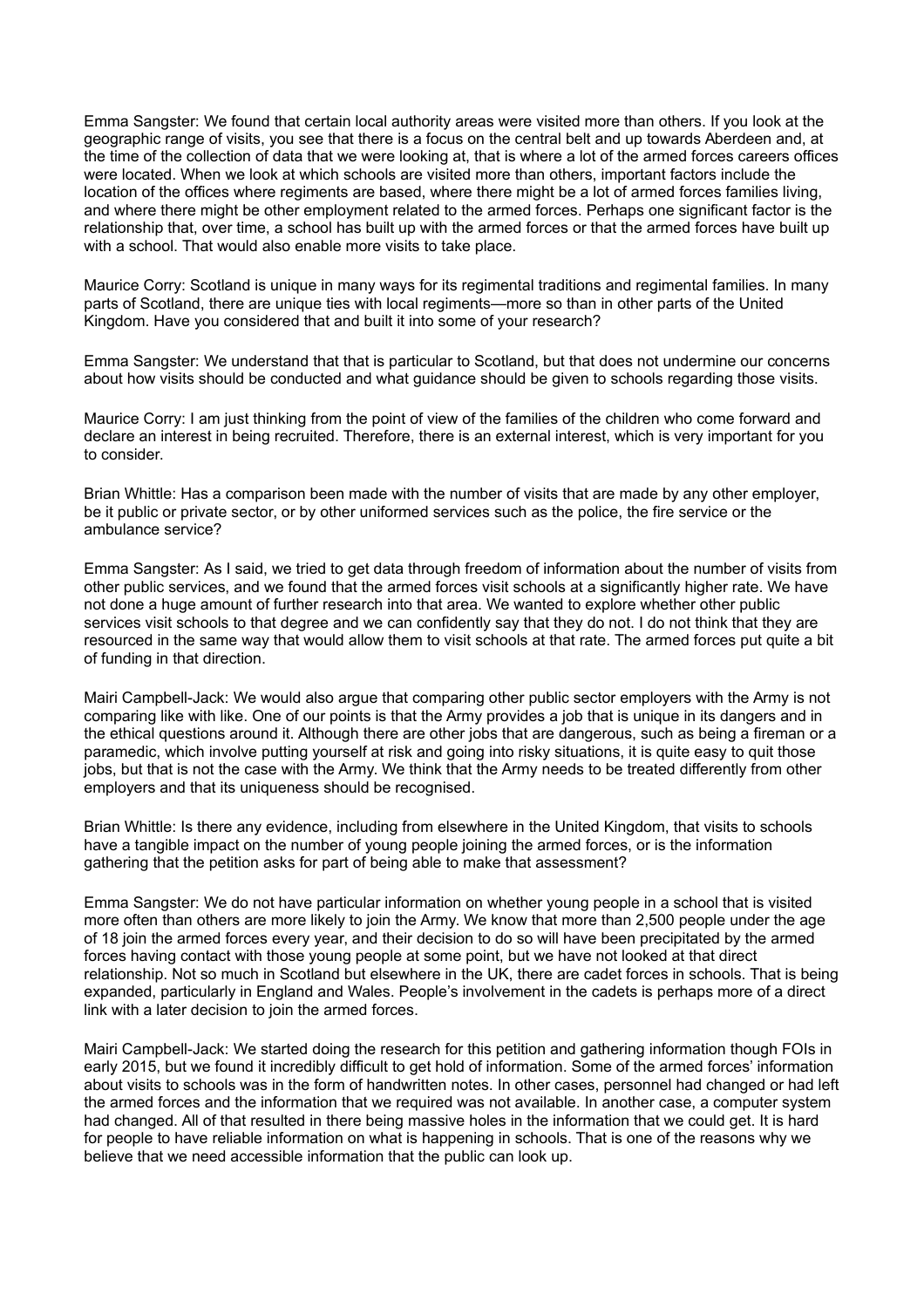Emma Sangster: We found that certain local authority areas were visited more than others. If you look at the geographic range of visits, you see that there is a focus on the central belt and up towards Aberdeen and, at the time of the collection of data that we were looking at, that is where a lot of the armed forces careers offices were located. When we look at which schools are visited more than others, important factors include the location of the offices where regiments are based, where there might be a lot of armed forces families living, and where there might be other employment related to the armed forces. Perhaps one significant factor is the relationship that, over time, a school has built up with the armed forces or that the armed forces have built up with a school. That would also enable more visits to take place.

Maurice Corry: Scotland is unique in many ways for its regimental traditions and regimental families. In many parts of Scotland, there are unique ties with local regiments—more so than in other parts of the United Kingdom. Have you considered that and built it into some of your research?

Emma Sangster: We understand that that is particular to Scotland, but that does not undermine our concerns about how visits should be conducted and what guidance should be given to schools regarding those visits.

Maurice Corry: I am just thinking from the point of view of the families of the children who come forward and declare an interest in being recruited. Therefore, there is an external interest, which is very important for you to consider.

Brian Whittle: Has a comparison been made with the number of visits that are made by any other employer, be it public or private sector, or by other uniformed services such as the police, the fire service or the ambulance service?

Emma Sangster: As I said, we tried to get data through freedom of information about the number of visits from other public services, and we found that the armed forces visit schools at a significantly higher rate. We have not done a huge amount of further research into that area. We wanted to explore whether other public services visit schools to that degree and we can confidently say that they do not. I do not think that they are resourced in the same way that would allow them to visit schools at that rate. The armed forces put quite a bit of funding in that direction.

Mairi Campbell-Jack: We would also argue that comparing other public sector employers with the Army is not comparing like with like. One of our points is that the Army provides a job that is unique in its dangers and in the ethical questions around it. Although there are other jobs that are dangerous, such as being a fireman or a paramedic, which involve putting yourself at risk and going into risky situations, it is quite easy to quit those jobs, but that is not the case with the Army. We think that the Army needs to be treated differently from other employers and that its uniqueness should be recognised.

Brian Whittle: Is there any evidence, including from elsewhere in the United Kingdom, that visits to schools have a tangible impact on the number of young people joining the armed forces, or is the information gathering that the petition asks for part of being able to make that assessment?

Emma Sangster: We do not have particular information on whether young people in a school that is visited more often than others are more likely to join the Army. We know that more than 2,500 people under the age of 18 join the armed forces every year, and their decision to do so will have been precipitated by the armed forces having contact with those young people at some point, but we have not looked at that direct relationship. Not so much in Scotland but elsewhere in the UK, there are cadet forces in schools. That is being expanded, particularly in England and Wales. People's involvement in the cadets is perhaps more of a direct link with a later decision to join the armed forces.

Mairi Campbell-Jack: We started doing the research for this petition and gathering information though FOIs in early 2015, but we found it incredibly difficult to get hold of information. Some of the armed forces' information about visits to schools was in the form of handwritten notes. In other cases, personnel had changed or had left the armed forces and the information that we required was not available. In another case, a computer system had changed. All of that resulted in there being massive holes in the information that we could get. It is hard for people to have reliable information on what is happening in schools. That is one of the reasons why we believe that we need accessible information that the public can look up.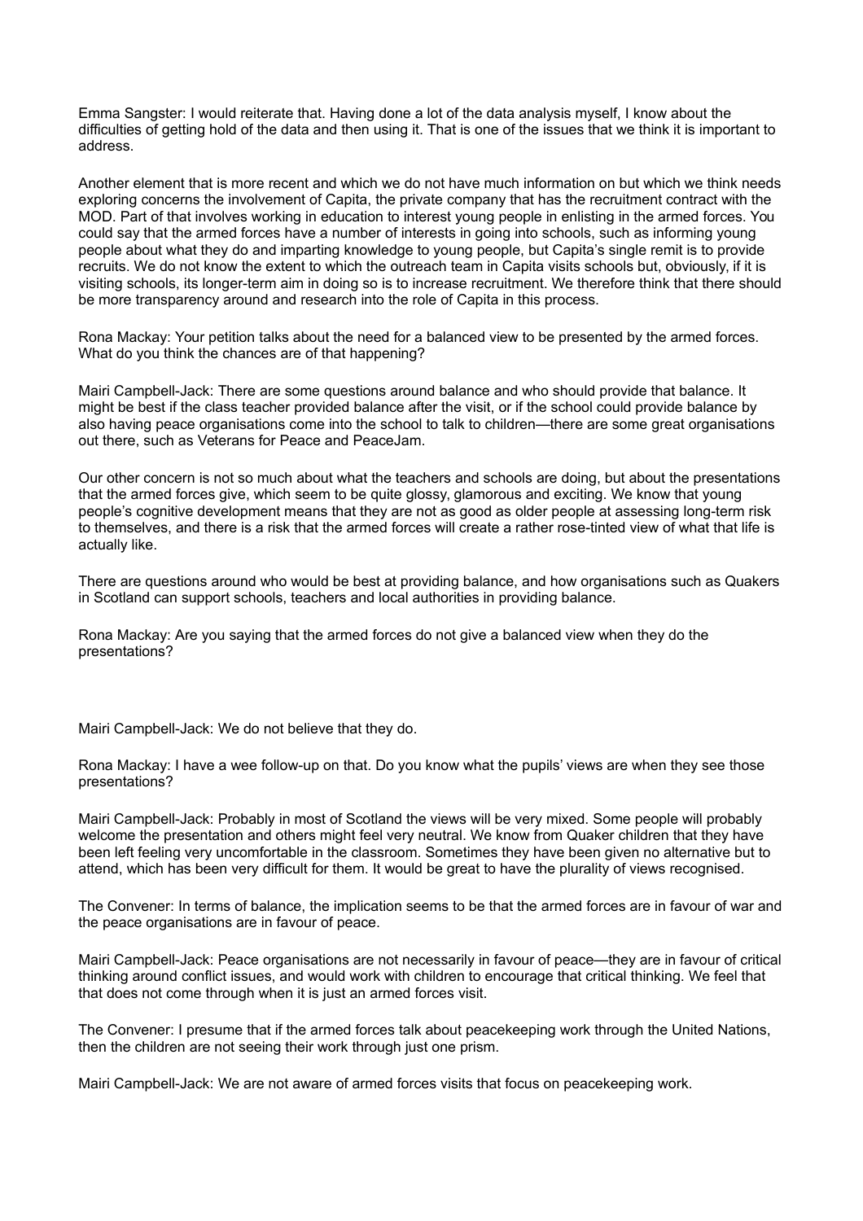Emma Sangster: I would reiterate that. Having done a lot of the data analysis myself, I know about the difficulties of getting hold of the data and then using it. That is one of the issues that we think it is important to address.

Another element that is more recent and which we do not have much information on but which we think needs exploring concerns the involvement of Capita, the private company that has the recruitment contract with the MOD. Part of that involves working in education to interest young people in enlisting in the armed forces. You could say that the armed forces have a number of interests in going into schools, such as informing young people about what they do and imparting knowledge to young people, but Capita's single remit is to provide recruits. We do not know the extent to which the outreach team in Capita visits schools but, obviously, if it is visiting schools, its longer-term aim in doing so is to increase recruitment. We therefore think that there should be more transparency around and research into the role of Capita in this process.

Rona Mackay: Your petition talks about the need for a balanced view to be presented by the armed forces. What do you think the chances are of that happening?

Mairi Campbell-Jack: There are some questions around balance and who should provide that balance. It might be best if the class teacher provided balance after the visit, or if the school could provide balance by also having peace organisations come into the school to talk to children—there are some great organisations out there, such as Veterans for Peace and PeaceJam.

Our other concern is not so much about what the teachers and schools are doing, but about the presentations that the armed forces give, which seem to be quite glossy, glamorous and exciting. We know that young people's cognitive development means that they are not as good as older people at assessing long-term risk to themselves, and there is a risk that the armed forces will create a rather rose-tinted view of what that life is actually like.

There are questions around who would be best at providing balance, and how organisations such as Quakers in Scotland can support schools, teachers and local authorities in providing balance.

Rona Mackay: Are you saying that the armed forces do not give a balanced view when they do the presentations?

Mairi Campbell-Jack: We do not believe that they do.

Rona Mackay: I have a wee follow-up on that. Do you know what the pupils' views are when they see those presentations?

Mairi Campbell-Jack: Probably in most of Scotland the views will be very mixed. Some people will probably welcome the presentation and others might feel very neutral. We know from Quaker children that they have been left feeling very uncomfortable in the classroom. Sometimes they have been given no alternative but to attend, which has been very difficult for them. It would be great to have the plurality of views recognised.

The Convener: In terms of balance, the implication seems to be that the armed forces are in favour of war and the peace organisations are in favour of peace.

Mairi Campbell-Jack: Peace organisations are not necessarily in favour of peace—they are in favour of critical thinking around conflict issues, and would work with children to encourage that critical thinking. We feel that that does not come through when it is just an armed forces visit.

The Convener: I presume that if the armed forces talk about peacekeeping work through the United Nations, then the children are not seeing their work through just one prism.

Mairi Campbell-Jack: We are not aware of armed forces visits that focus on peacekeeping work.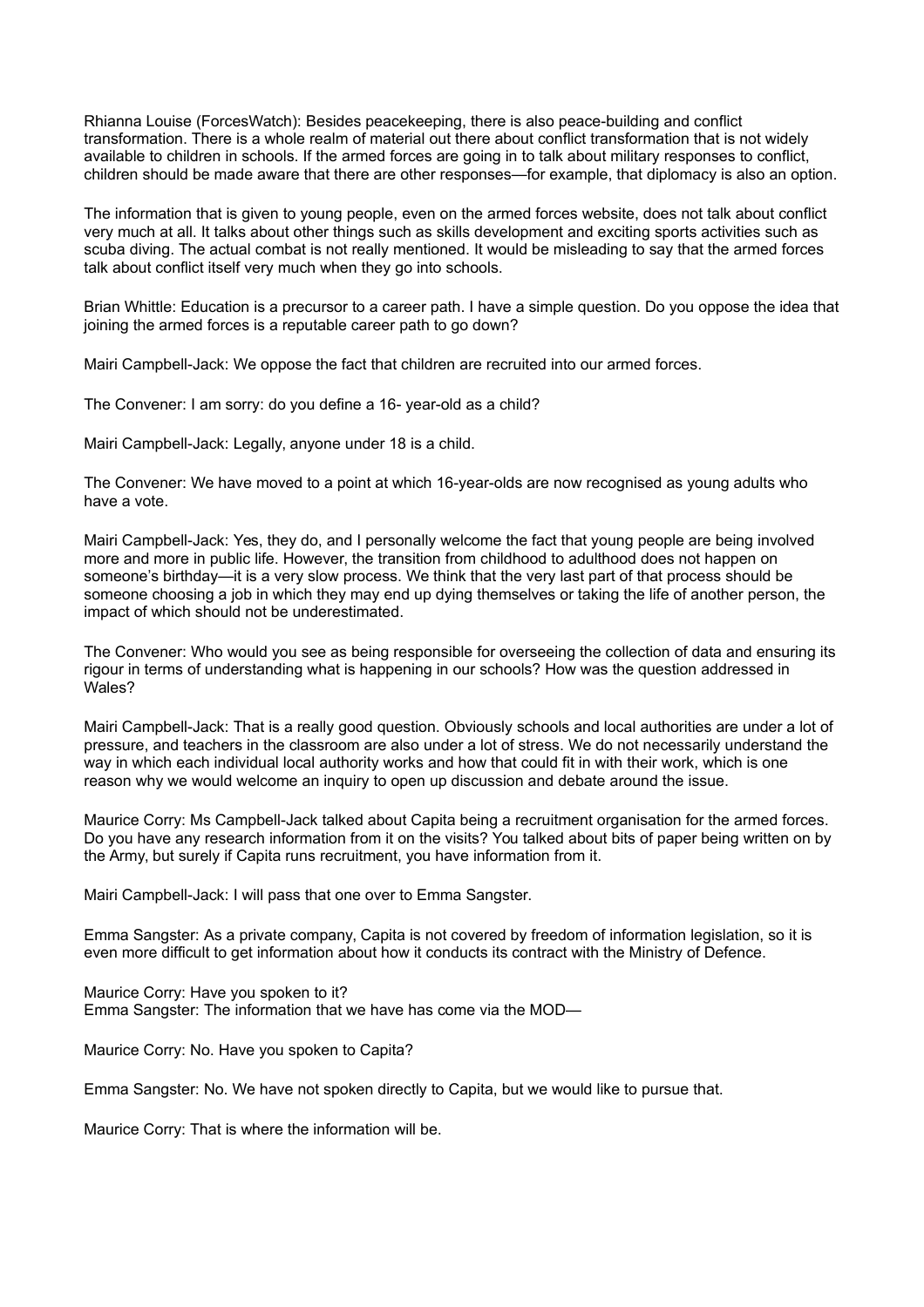Rhianna Louise (ForcesWatch): Besides peacekeeping, there is also peace-building and conflict transformation. There is a whole realm of material out there about conflict transformation that is not widely available to children in schools. If the armed forces are going in to talk about military responses to conflict, children should be made aware that there are other responses—for example, that diplomacy is also an option.

The information that is given to young people, even on the armed forces website, does not talk about conflict very much at all. It talks about other things such as skills development and exciting sports activities such as scuba diving. The actual combat is not really mentioned. It would be misleading to say that the armed forces talk about conflict itself very much when they go into schools.

Brian Whittle: Education is a precursor to a career path. I have a simple question. Do you oppose the idea that joining the armed forces is a reputable career path to go down?

Mairi Campbell-Jack: We oppose the fact that children are recruited into our armed forces.

The Convener: I am sorry: do you define a 16- year-old as a child?

Mairi Campbell-Jack: Legally, anyone under 18 is a child.

The Convener: We have moved to a point at which 16-year-olds are now recognised as young adults who have a vote.

Mairi Campbell-Jack: Yes, they do, and I personally welcome the fact that young people are being involved more and more in public life. However, the transition from childhood to adulthood does not happen on someone's birthday—it is a very slow process. We think that the very last part of that process should be someone choosing a job in which they may end up dying themselves or taking the life of another person, the impact of which should not be underestimated.

The Convener: Who would you see as being responsible for overseeing the collection of data and ensuring its rigour in terms of understanding what is happening in our schools? How was the question addressed in Wales?

Mairi Campbell-Jack: That is a really good question. Obviously schools and local authorities are under a lot of pressure, and teachers in the classroom are also under a lot of stress. We do not necessarily understand the way in which each individual local authority works and how that could fit in with their work, which is one reason why we would welcome an inquiry to open up discussion and debate around the issue.

Maurice Corry: Ms Campbell-Jack talked about Capita being a recruitment organisation for the armed forces. Do you have any research information from it on the visits? You talked about bits of paper being written on by the Army, but surely if Capita runs recruitment, you have information from it.

Mairi Campbell-Jack: I will pass that one over to Emma Sangster.

Emma Sangster: As a private company, Capita is not covered by freedom of information legislation, so it is even more difficult to get information about how it conducts its contract with the Ministry of Defence.

Maurice Corry: Have you spoken to it?

Emma Sangster: The information that we have has come via the MOD—

Maurice Corry: No. Have you spoken to Capita?

Emma Sangster: No. We have not spoken directly to Capita, but we would like to pursue that.

Maurice Corry: That is where the information will be.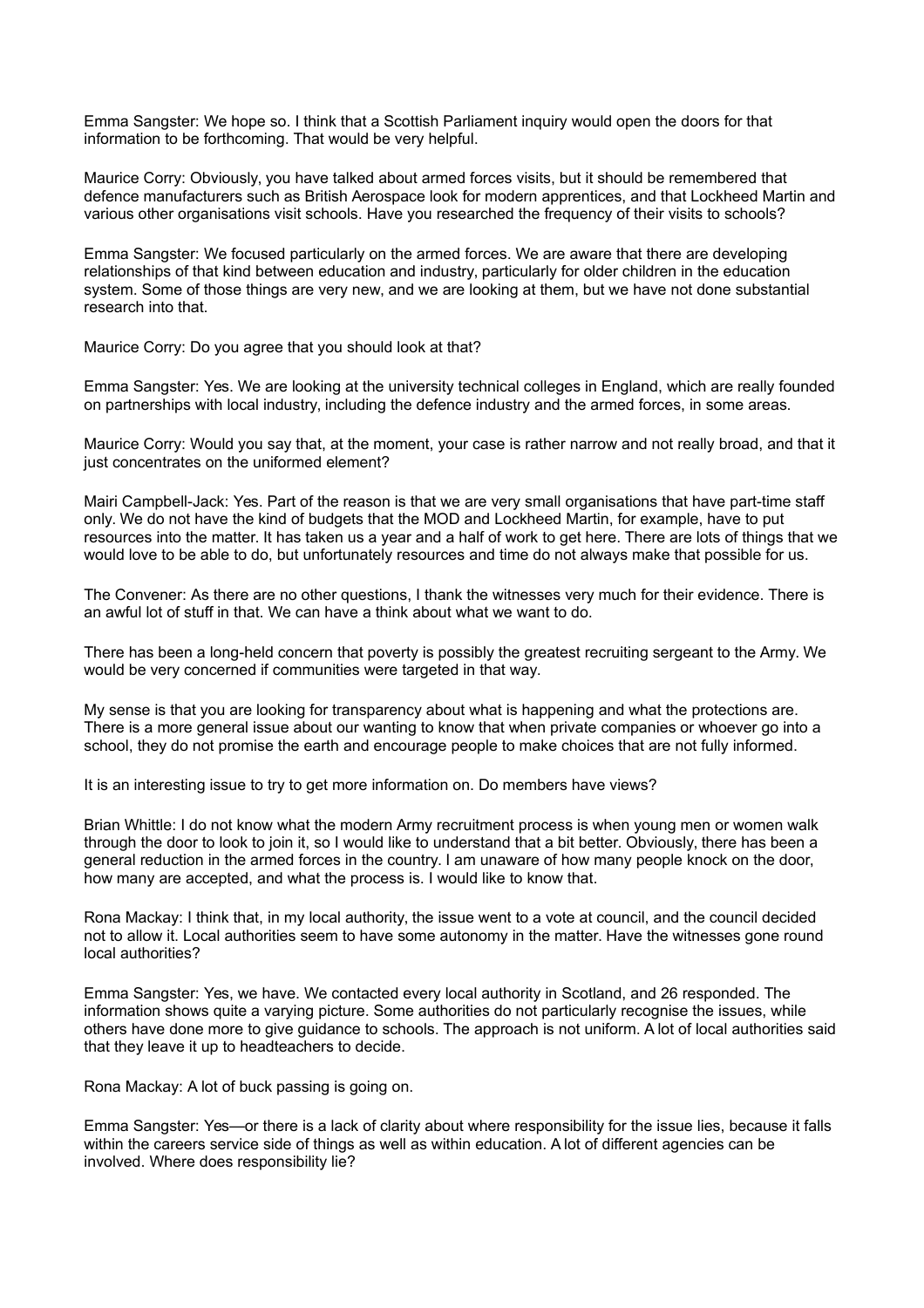Emma Sangster: We hope so. I think that a Scottish Parliament inquiry would open the doors for that information to be forthcoming. That would be very helpful.

Maurice Corry: Obviously, you have talked about armed forces visits, but it should be remembered that defence manufacturers such as British Aerospace look for modern apprentices, and that Lockheed Martin and various other organisations visit schools. Have you researched the frequency of their visits to schools?

Emma Sangster: We focused particularly on the armed forces. We are aware that there are developing relationships of that kind between education and industry, particularly for older children in the education system. Some of those things are very new, and we are looking at them, but we have not done substantial research into that.

Maurice Corry: Do you agree that you should look at that?

Emma Sangster: Yes. We are looking at the university technical colleges in England, which are really founded on partnerships with local industry, including the defence industry and the armed forces, in some areas.

Maurice Corry: Would you say that, at the moment, your case is rather narrow and not really broad, and that it just concentrates on the uniformed element?

Mairi Campbell-Jack: Yes. Part of the reason is that we are very small organisations that have part-time staff only. We do not have the kind of budgets that the MOD and Lockheed Martin, for example, have to put resources into the matter. It has taken us a year and a half of work to get here. There are lots of things that we would love to be able to do, but unfortunately resources and time do not always make that possible for us.

The Convener: As there are no other questions, I thank the witnesses very much for their evidence. There is an awful lot of stuff in that. We can have a think about what we want to do.

There has been a long-held concern that poverty is possibly the greatest recruiting sergeant to the Army. We would be very concerned if communities were targeted in that way.

My sense is that you are looking for transparency about what is happening and what the protections are. There is a more general issue about our wanting to know that when private companies or whoever go into a school, they do not promise the earth and encourage people to make choices that are not fully informed.

It is an interesting issue to try to get more information on. Do members have views?

Brian Whittle: I do not know what the modern Army recruitment process is when young men or women walk through the door to look to join it, so I would like to understand that a bit better. Obviously, there has been a general reduction in the armed forces in the country. I am unaware of how many people knock on the door, how many are accepted, and what the process is. I would like to know that.

Rona Mackay: I think that, in my local authority, the issue went to a vote at council, and the council decided not to allow it. Local authorities seem to have some autonomy in the matter. Have the witnesses gone round local authorities?

Emma Sangster: Yes, we have. We contacted every local authority in Scotland, and 26 responded. The information shows quite a varying picture. Some authorities do not particularly recognise the issues, while others have done more to give guidance to schools. The approach is not uniform. A lot of local authorities said that they leave it up to headteachers to decide.

Rona Mackay: A lot of buck passing is going on.

Emma Sangster: Yes—or there is a lack of clarity about where responsibility for the issue lies, because it falls within the careers service side of things as well as within education. A lot of different agencies can be involved. Where does responsibility lie?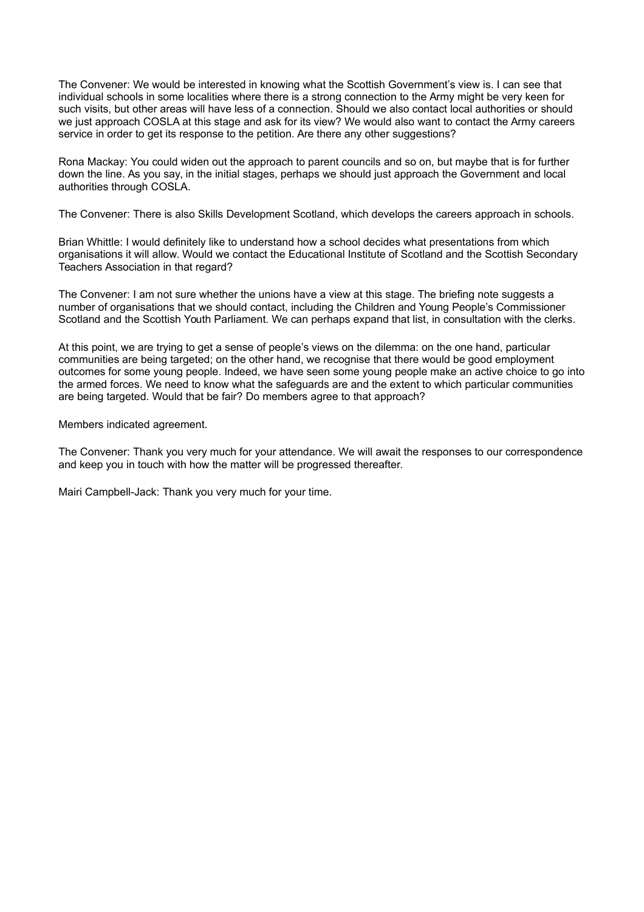The Convener: We would be interested in knowing what the Scottish Government's view is. I can see that individual schools in some localities where there is a strong connection to the Army might be very keen for such visits, but other areas will have less of a connection. Should we also contact local authorities or should we just approach COSLA at this stage and ask for its view? We would also want to contact the Army careers service in order to get its response to the petition. Are there any other suggestions?

Rona Mackay: You could widen out the approach to parent councils and so on, but maybe that is for further down the line. As you say, in the initial stages, perhaps we should just approach the Government and local authorities through COSLA.

The Convener: There is also Skills Development Scotland, which develops the careers approach in schools.

Brian Whittle: I would definitely like to understand how a school decides what presentations from which organisations it will allow. Would we contact the Educational Institute of Scotland and the Scottish Secondary Teachers Association in that regard?

The Convener: I am not sure whether the unions have a view at this stage. The briefing note suggests a number of organisations that we should contact, including the Children and Young People's Commissioner Scotland and the Scottish Youth Parliament. We can perhaps expand that list, in consultation with the clerks.

At this point, we are trying to get a sense of people's views on the dilemma: on the one hand, particular communities are being targeted; on the other hand, we recognise that there would be good employment outcomes for some young people. Indeed, we have seen some young people make an active choice to go into the armed forces. We need to know what the safeguards are and the extent to which particular communities are being targeted. Would that be fair? Do members agree to that approach?

Members indicated agreement.

The Convener: Thank you very much for your attendance. We will await the responses to our correspondence and keep you in touch with how the matter will be progressed thereafter.

Mairi Campbell-Jack: Thank you very much for your time.